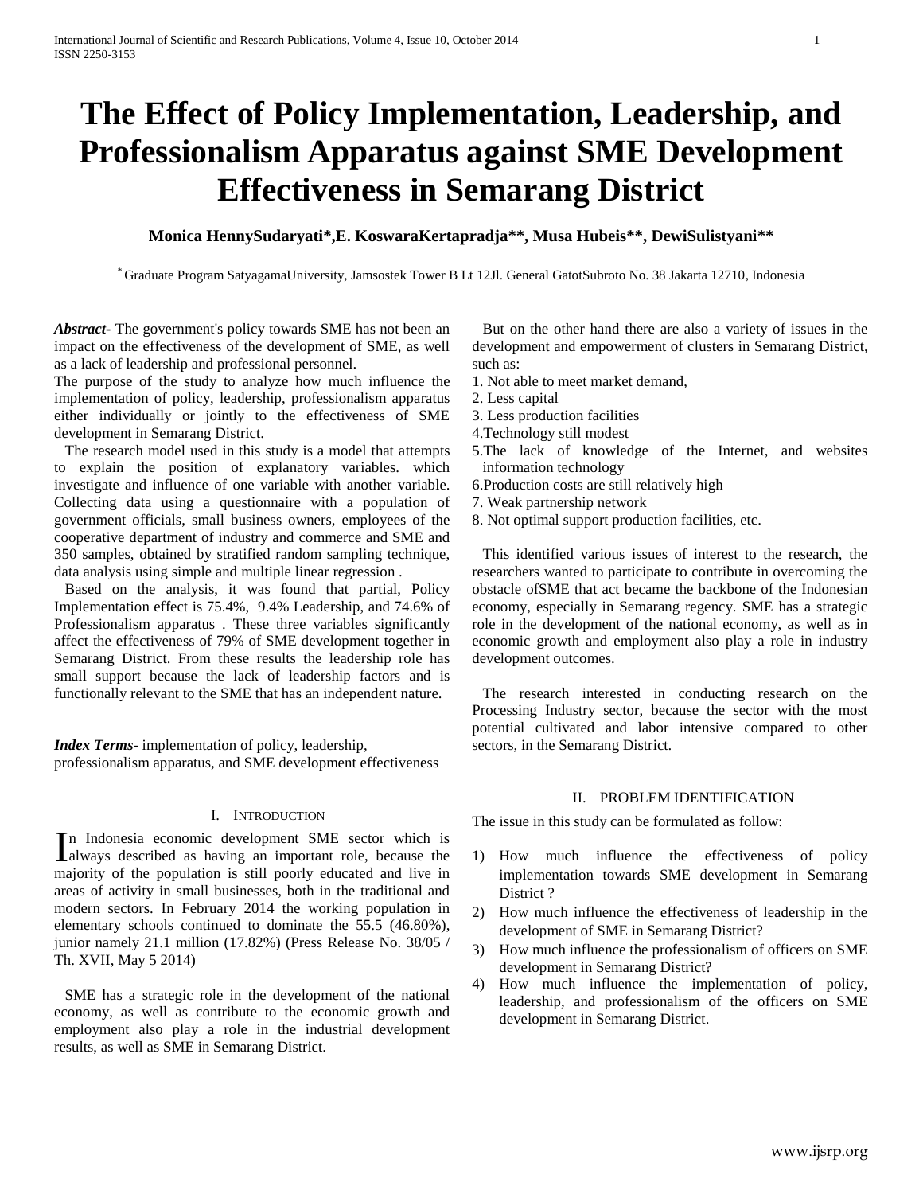# The Effect of Policy Implementation, Leadership, and Professionalism Apparatus against SME Development Effectiveness in Semarang District

**Monica HennySudaryati\*, E. KoswaraKertapradja\*\*, Musa Hubeis\*\*, DewiSulistyani\*\***

\* Graduate Program SatyagamaUniversity, Jamsostek Tower B Lt 12Jl. General GatotSubroto No. 38 Jakarta 12710, Indonesia

***Abstract***- The government's policy towards SME has not been an impact on the effectiveness of the development of SME, as well as a lack of leadership and professional personnel.

The purpose of the study to analyze how much influence the implementation of policy, leadership, professionalism apparatus either individually or jointly to the effectiveness of SME development in Semarang District.

The research model used in this study is a model that attempts to explain the position of explanatory variables. which investigate and influence of one variable with another variable. Collecting data using a questionnaire with a population of government officials, small business owners, employees of the cooperative department of industry and commerce and SME and 350 samples, obtained by stratified random sampling technique, data analysis using simple and multiple linear regression .

Based on the analysis, it was found that partial, Policy Implementation effect is 75.4%, 9.4% Leadership, and 74.6% of Professionalism apparatus . These three variables significantly affect the effectiveness of 79% of SME development together in Semarang District. From these results the leadership role has small support because the lack of leadership factors and is functionally relevant to the SME that has an independent nature.

***Index Terms***- implementation of policy, leadership, professionalism apparatus, and SME development effectiveness

## I. Introduction

In Indonesia economic development SME sector which is always described as having an important role, because the majority of the population is still poorly educated and live in areas of activity in small businesses, both in the traditional and modern sectors. In February 2014 the working population in elementary schools continued to dominate the 55.5 (46.80%), junior namely 21.1 million (17.82%) (Press Release No. 38/05 / Th. XVII, May 5 2014)

SME has a strategic role in the development of the national economy, as well as contribute to the economic growth and employment also play a role in the industrial development results, as well as SME in Semarang District.

But on the other hand there are also a variety of issues in the development and empowerment of clusters in Semarang District, such as:

1. Not able to meet market demand,
2. Less capital
3. Less production facilities
4. Technology still modest
5. The lack of knowledge of the Internet, and websites information technology
6. Production costs are still relatively high
7. Weak partnership network
8. Not optimal support production facilities, etc.

This identified various issues of interest to the research, the researchers wanted to participate to contribute in overcoming the obstacle ofSME that act became the backbone of the Indonesian economy, especially in Semarang regency. SME has a strategic role in the development of the national economy, as well as in economic growth and employment also play a role in industry development outcomes.

The research interested in conducting research on the Processing Industry sector, because the sector with the most potential cultivated and labor intensive compared to other sectors, in the Semarang District.

## II. Problem Identification

The issue in this study can be formulated as follow:

1) How much influence the effectiveness of policy implementation towards SME development in Semarang District ?
2) How much influence the effectiveness of leadership in the development of SME in Semarang District?
3) How much influence the professionalism of officers on SME development in Semarang District?
4) How much influence the implementation of policy, leadership, and professionalism of the officers on SME development in Semarang District.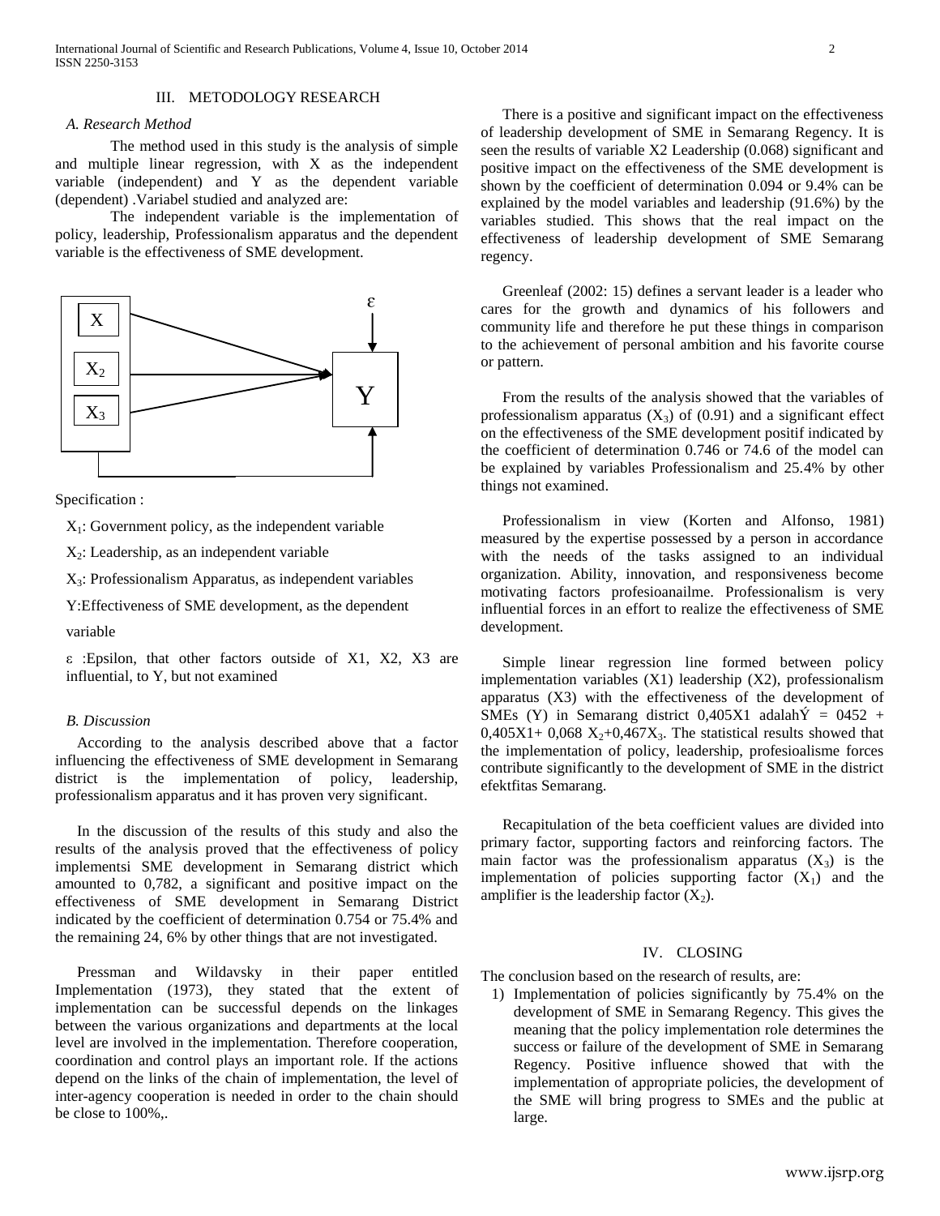## III. METODOLOGY RESEARCH

### A. Research Method

The method used in this study is the analysis of simple and multiple linear regression, with X as the independent variable (independent) and Y as the dependent variable (dependent) .Variabel studied and analyzed are:

The independent variable is the implementation of policy, leadership, Professionalism apparatus and the dependent variable is the effectiveness of SME development.

Specification :

$X_1$: Government policy, as the independent variable

$X_2$: Leadership, as an independent variable

$X_3$: Professionalism Apparatus, as independent variables

Y:Effectiveness of SME development, as the dependent variable

ε :Epsilon, that other factors outside of X1, X2, X3 are influential, to Y, but not examined

### B. Discussion

According to the analysis described above that a factor influencing the effectiveness of SME development in Semarang district is the implementation of policy, leadership, professionalism apparatus and it has proven very significant.

In the discussion of the results of this study and also the results of the analysis proved that the effectiveness of policy implementsi SME development in Semarang district which amounted to 0,782, a significant and positive impact on the effectiveness of SME development in Semarang District indicated by the coefficient of determination 0.754 or 75.4% and the remaining 24, 6% by other things that are not investigated.

Pressman and Wildavsky in their paper entitled Implementation (1973), they stated that the extent of implementation can be successful depends on the linkages between the various organizations and departments at the local level are involved in the implementation. Therefore cooperation, coordination and control plays an important role. If the actions depend on the links of the chain of implementation, the level of inter-agency cooperation is needed in order to the chain should be close to 100%,.

There is a positive and significant impact on the effectiveness of leadership development of SME in Semarang Regency. It is seen the results of variable X2 Leadership (0.068) significant and positive impact on the effectiveness of the SME development is shown by the coefficient of determination 0.094 or 9.4% can be explained by the model variables and leadership (91.6%) by the variables studied. This shows that the real impact on the effectiveness of leadership development of SME Semarang regency.

Greenleaf (2002: 15) defines a servant leader is a leader who cares for the growth and dynamics of his followers and community life and therefore he put these things in comparison to the achievement of personal ambition and his favorite course or pattern.

From the results of the analysis showed that the variables of professionalism apparatus ($X_3$) of (0.91) and a significant effect on the effectiveness of the SME development positif indicated by the coefficient of determination 0.746 or 74.6 of the model can be explained by variables Professionalism and 25.4% by other things not examined.

Professionalism in view (Korten and Alfonso, 1981) measured by the expertise possessed by a person in accordance with the needs of the tasks assigned to an individual organization. Ability, innovation, and responsiveness become motivating factors profesioanailme. Professionalism is very influential forces in an effort to realize the effectiveness of SME development.

Simple linear regression line formed between policy implementation variables (X1) leadership (X2), professionalism apparatus (X3) with the effectiveness of the development of SMEs (Y) in Semarang district 0,405X1 adalah$\acute{Y}$ = 0452 + 0,405X1+ 0,068 $X_2$+0,467$X_3$. The statistical results showed that the implementation of policy, leadership, profesioalisme forces contribute significantly to the development of SME in the district efektfitas Semarang.

Recapitulation of the beta coefficient values are divided into primary factor, supporting factors and reinforcing factors. The main factor was the professionalism apparatus ($X_3$) is the implementation of policies supporting factor ($X_1$) and the amplifier is the leadership factor ($X_2$).

## IV. CLOSING

The conclusion based on the research of results, are:

1) Implementation of policies significantly by 75.4% on the development of SME in Semarang Regency. This gives the meaning that the policy implementation role determines the success or failure of the development of SME in Semarang Regency. Positive influence showed that with the implementation of appropriate policies, the development of the SME will bring progress to SMEs and the public at large.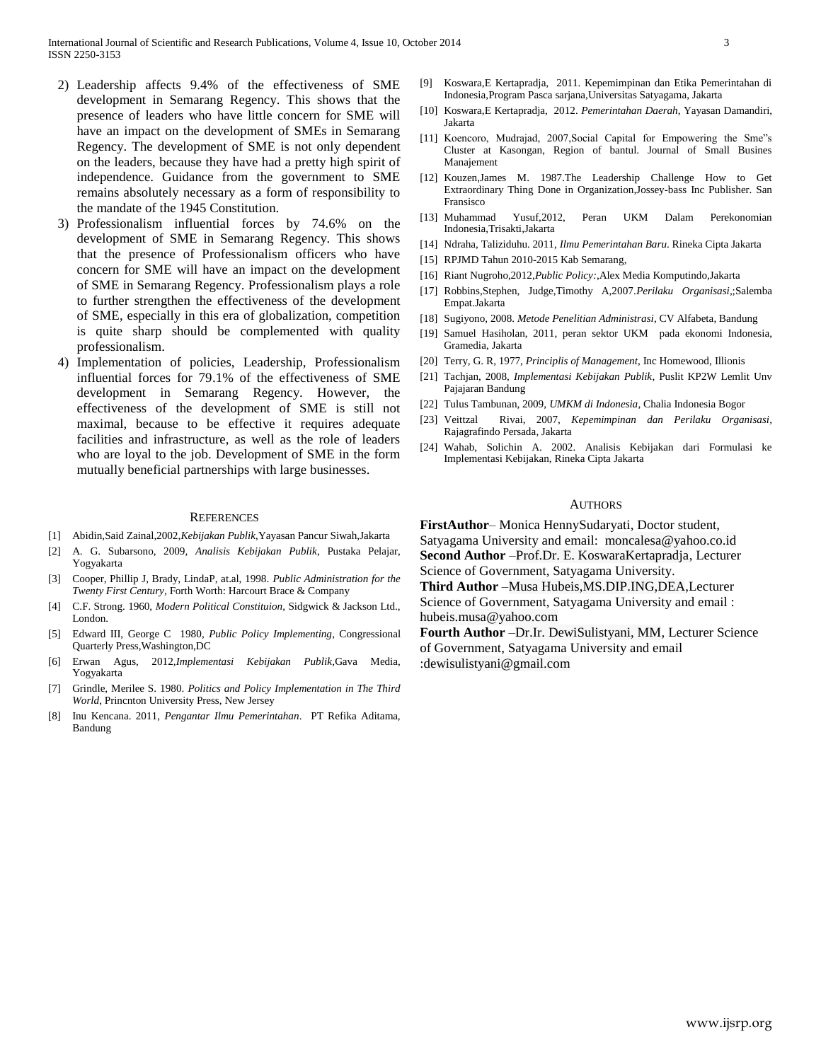2) Leadership affects 9.4% of the effectiveness of SME development in Semarang Regency. This shows that the presence of leaders who have little concern for SME will have an impact on the development of SMEs in Semarang Regency. The development of SME is not only dependent on the leaders, because they have had a pretty high spirit of independence. Guidance from the government to SME remains absolutely necessary as a form of responsibility to the mandate of the 1945 Constitution.
3) Professionalism influential forces by 74.6% on the development of SME in Semarang Regency. This shows that the presence of Professionalism officers who have concern for SME will have an impact on the development of SME in Semarang Regency. Professionalism plays a role to further strengthen the effectiveness of the development of SME, especially in this era of globalization, competition is quite sharp should be complemented with quality professionalism.
4) Implementation of policies, Leadership, Professionalism influential forces for 79.1% of the effectiveness of SME development in Semarang Regency. However, the effectiveness of the development of SME is still not maximal, because to be effective it requires adequate facilities and infrastructure, as well as the role of leaders who are loyal to the job. Development of SME in the form mutually beneficial partnerships with large businesses.

## REFERENCES

[1] Abidin,Said Zainal,2002,*Kebijakan Publik*,Yayasan Pancur Siwah,Jakarta

[2] A. G. Subarsono, 2009, *Analisis Kebijakan Publik*, Pustaka Pelajar, Yogyakarta

[3] Cooper, Phillip J, Brady, LindaP, at.al, 1998. *Public Administration for the Twenty First Century*, Forth Worth: Harcourt Brace & Company

[4] C.F. Strong. 1960, *Modern Political Constituion*, Sidgwick & Jackson Ltd., London.

[5] Edward III, George C 1980, *Public Policy Implementing*, Congressional Quarterly Press,Washington,DC

[6] Erwan Agus, 2012,*Implementasi Kebijakan Publik*,Gava Media, Yogyakarta

[7] Grindle, Merilee S. 1980. *Politics and Policy Implementation in The Third World*, Princnton University Press, New Jersey

[8] Inu Kencana. 2011, *Pengantar Ilmu Pemerintahan*. PT Refika Aditama, Bandung

[9] Koswara,E Kertapradja, 2011. Kepemimpinan dan Etika Pemerintahan di Indonesia,Program Pasca sarjana,Universitas Satyagama, Jakarta

[10] Koswara,E Kertapradja, 2012. *Pemerintahan Daerah*, Yayasan Damandiri, Jakarta

[11] Koencoro, Mudrajad, 2007,Social Capital for Empowering the Sme"s Cluster at Kasongan, Region of bantul. Journal of Small Busines Manajement

[12] Kouzen,James M. 1987.The Leadership Challenge How to Get Extraordinary Thing Done in Organization,Jossey-bass Inc Publisher. San Fransisco

[13] Muhammad Yusuf,2012, Peran UKM Dalam Perekonomian Indonesia,Trisakti,Jakarta

[14] Ndraha, Taliziduhu. 2011, *Ilmu Pemerintahan Baru*. Rineka Cipta Jakarta

[15] RPJMD Tahun 2010-2015 Kab Semarang,

[16] Riant Nugroho,2012,*Public Policy:*,Alex Media Komputindo,Jakarta

[17] Robbins,Stephen, Judge,Timothy A,2007.*Perilaku Organisasi*,;Salemba Empat.Jakarta

[18] Sugiyono, 2008. *Metode Penelitian Administrasi*, CV Alfabeta, Bandung

[19] Samuel Hasiholan, 2011, peran sektor UKM pada ekonomi Indonesia, Gramedia, Jakarta

[20] Terry, G. R, 1977, *Principlis of Management*, Inc Homewood, Illionis

[21] Tachjan, 2008, *Implementasi Kebijakan Publik*, Puslit KP2W Lemlit Unv Pajajaran Bandung

[22] Tulus Tambunan, 2009, *UMKM di Indonesia*, Chalia Indonesia Bogor

[23] Veittzal Rivai, 2007, *Kepemimpinan dan Perilaku Organisasi*, Rajagrafindo Persada, Jakarta

[24] Wahab, Solichin A. 2002. Analisis Kebijakan dari Formulasi ke Implementasi Kebijakan, Rineka Cipta Jakarta

## AUTHORS

**FirstAuthor**– Monica HennySudaryati, Doctor student, Satyagama University and email: moncalesa@yahoo.co.id
**Second Author** –Prof.Dr. E. KoswaraKertapradja, Lecturer Science of Government, Satyagama University.
**Third Author** –Musa Hubeis,MS.DIP.ING,DEA,Lecturer Science of Government, Satyagama University and email : hubeis.musa@yahoo.com
**Fourth Author** –Dr.Ir. DewiSulistyani, MM, Lecturer Science of Government, Satyagama University and email :dewisulistyani@gmail.com